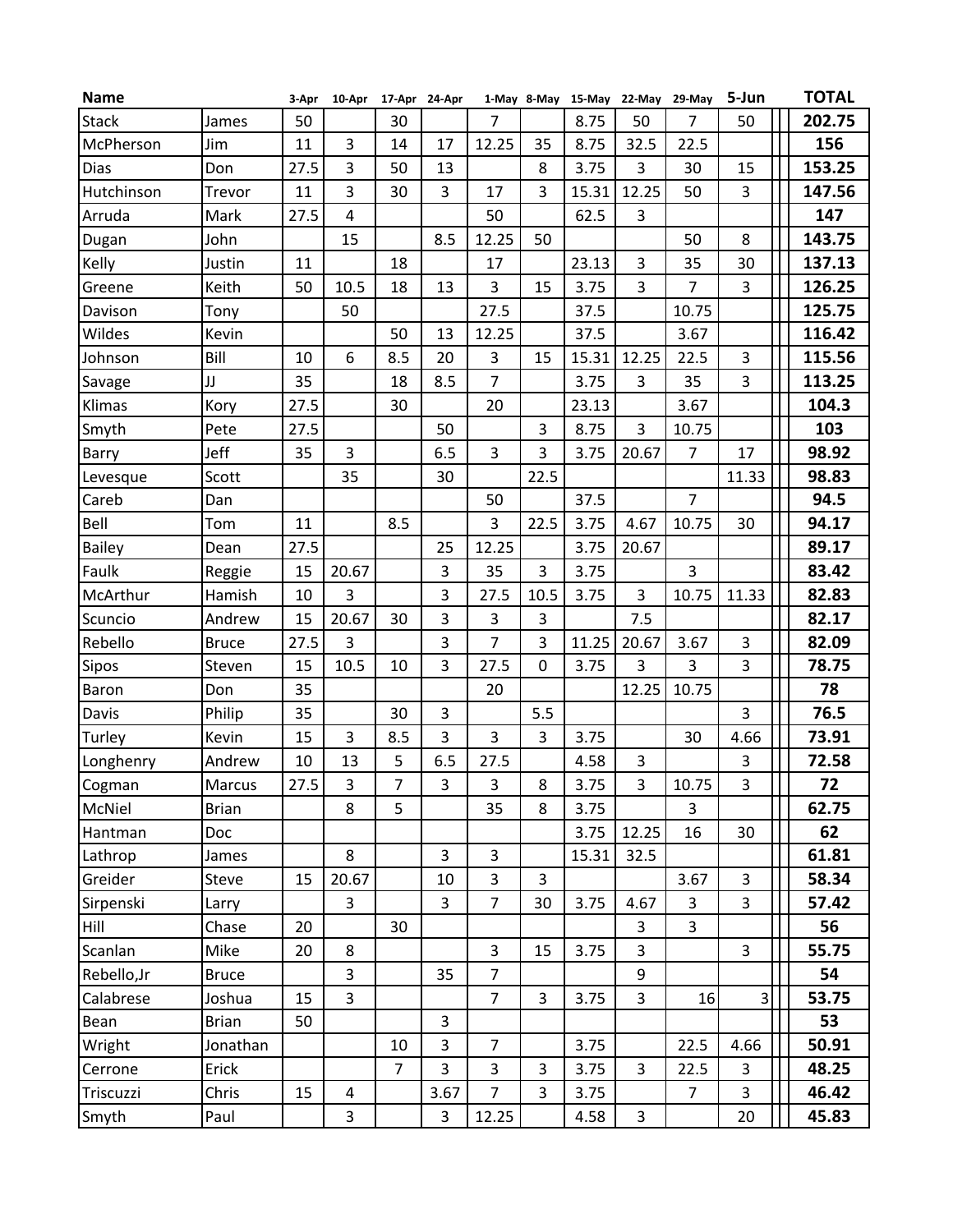| Name | | 3-Apr | 10-Apr | 17-Apr | 24-Apr | 1-May | 8-May | 15-May | 22-May | 29-May | 5-Jun | TOTAL |
|---|---|---|---|---|---|---|---|---|---|---|---|---|
| Stack | James | 50 | | 30 | | 7 | | 8.75 | 50 | 7 | 50 | **202.75** |
| McPherson | Jim | 11 | 3 | 14 | 17 | 12.25 | 35 | 8.75 | 32.5 | 22.5 | | **156** |
| Dias | Don | 27.5 | 3 | 50 | 13 | | 8 | 3.75 | 3 | 30 | 15 | **153.25** |
| Hutchinson | Trevor | 11 | 3 | 30 | 3 | 17 | 3 | 15.31 | 12.25 | 50 | 3 | **147.56** |
| Arruda | Mark | 27.5 | 4 | | | 50 | | 62.5 | 3 | | | **147** |
| Dugan | John | | 15 | | 8.5 | 12.25 | 50 | | | 50 | 8 | **143.75** |
| Kelly | Justin | 11 | | 18 | | 17 | | 23.13 | 3 | 35 | 30 | **137.13** |
| Greene | Keith | 50 | 10.5 | 18 | 13 | 3 | 15 | 3.75 | 3 | 7 | 3 | **126.25** |
| Davison | Tony | | 50 | | | 27.5 | | 37.5 | | 10.75 | | **125.75** |
| Wildes | Kevin | | | 50 | 13 | 12.25 | | 37.5 | | 3.67 | | **116.42** |
| Johnson | Bill | 10 | 6 | 8.5 | 20 | 3 | 15 | 15.31 | 12.25 | 22.5 | 3 | **115.56** |
| Savage | JJ | 35 | | 18 | 8.5 | 7 | | 3.75 | 3 | 35 | 3 | **113.25** |
| Klimas | Kory | 27.5 | | 30 | | 20 | | 23.13 | | 3.67 | | **104.3** |
| Smyth | Pete | 27.5 | | | 50 | | 3 | 8.75 | 3 | 10.75 | | **103** |
| Barry | Jeff | 35 | 3 | | 6.5 | 3 | 3 | 3.75 | 20.67 | 7 | 17 | **98.92** |
| Levesque | Scott | | 35 | | 30 | | 22.5 | | | | 11.33 | **98.83** |
| Careb | Dan | | | | | 50 | | 37.5 | | 7 | | **94.5** |
| Bell | Tom | 11 | | 8.5 | | 3 | 22.5 | 3.75 | 4.67 | 10.75 | 30 | **94.17** |
| Bailey | Dean | 27.5 | | | 25 | 12.25 | | 3.75 | 20.67 | | | **89.17** |
| Faulk | Reggie | 15 | 20.67 | | 3 | 35 | 3 | 3.75 | | 3 | | **83.42** |
| McArthur | Hamish | 10 | 3 | | 3 | 27.5 | 10.5 | 3.75 | 3 | 10.75 | 11.33 | **82.83** |
| Scuncio | Andrew | 15 | 20.67 | 30 | 3 | 3 | 3 | | 7.5 | | | **82.17** |
| Rebello | Bruce | 27.5 | 3 | | 3 | 7 | 3 | 11.25 | 20.67 | 3.67 | 3 | **82.09** |
| Sipos | Steven | 15 | 10.5 | 10 | 3 | 27.5 | 0 | 3.75 | 3 | 3 | 3 | **78.75** |
| Baron | Don | 35 | | | | 20 | | | 12.25 | 10.75 | | **78** |
| Davis | Philip | 35 | | 30 | 3 | | 5.5 | | | | 3 | **76.5** |
| Turley | Kevin | 15 | 3 | 8.5 | 3 | 3 | 3 | 3.75 | | 30 | 4.66 | **73.91** |
| Longhenry | Andrew | 10 | 13 | 5 | 6.5 | 27.5 | | 4.58 | 3 | | 3 | **72.58** |
| Cogman | Marcus | 27.5 | 3 | 7 | 3 | 3 | 8 | 3.75 | 3 | 10.75 | 3 | **72** |
| McNiel | Brian | | 8 | 5 | | 35 | 8 | 3.75 | | 3 | | **62.75** |
| Hantman | Doc | | | | | | | 3.75 | 12.25 | 16 | 30 | **62** |
| Lathrop | James | | 8 | | 3 | 3 | | 15.31 | 32.5 | | | **61.81** |
| Greider | Steve | 15 | 20.67 | | 10 | 3 | 3 | | | 3.67 | 3 | **58.34** |
| Sirpenski | Larry | | 3 | | 3 | 7 | 30 | 3.75 | 4.67 | 3 | 3 | **57.42** |
| Hill | Chase | 20 | | 30 | | | | | 3 | 3 | | **56** |
| Scanlan | Mike | 20 | 8 | | | 3 | 15 | 3.75 | 3 | | 3 | **55.75** |
| Rebello,Jr | Bruce | | 3 | | 35 | 7 | | | 9 | | | **54** |
| Calabrese | Joshua | 15 | 3 | | | 7 | 3 | 3.75 | 3 | 16 | 3 | **53.75** |
| Bean | Brian | 50 | | | 3 | | | | | | | **53** |
| Wright | Jonathan | | | 10 | 3 | 7 | | 3.75 | | 22.5 | 4.66 | **50.91** |
| Cerrone | Erick | | | 7 | 3 | 3 | 3 | 3.75 | 3 | 22.5 | 3 | **48.25** |
| Triscuzzi | Chris | 15 | 4 | | 3.67 | 7 | 3 | 3.75 | | 7 | 3 | **46.42** |
| Smyth | Paul | | 3 | | 3 | 12.25 | | 4.58 | 3 | | 20 | **45.83** |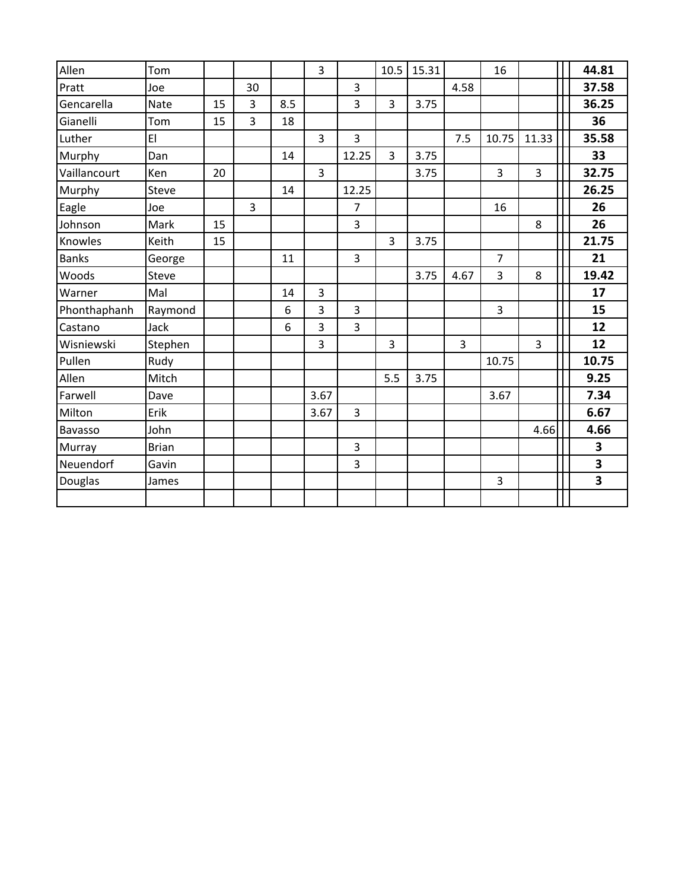| | | | | | | | | | | | | | |
|---|---|---|---|---|---|---|---|---|---|---|---|---|---|
| Allen | Tom | | | | 3 | | 10.5 | 15.31 | | 16 | | | **44.81** |
| Pratt | Joe | | 30 | | | 3 | | | 4.58 | | | | **37.58** |
| Gencarella | Nate | 15 | 3 | 8.5 | | 3 | 3 | 3.75 | | | | | **36.25** |
| Gianelli | Tom | 15 | 3 | 18 | | | | | | | | | **36** |
| Luther | El | | | | 3 | 3 | | | 7.5 | 10.75 | 11.33 | | **35.58** |
| Murphy | Dan | | | 14 | | 12.25 | 3 | 3.75 | | | | | **33** |
| Vaillancourt | Ken | 20 | | | 3 | | | 3.75 | | 3 | 3 | | **32.75** |
| Murphy | Steve | | | 14 | | 12.25 | | | | | | | **26.25** |
| Eagle | Joe | | 3 | | | 7 | | | | 16 | | | **26** |
| Johnson | Mark | 15 | | | | 3 | | | | | 8 | | **26** |
| Knowles | Keith | 15 | | | | | 3 | 3.75 | | | | | **21.75** |
| Banks | George | | | 11 | | 3 | | | | 7 | | | **21** |
| Woods | Steve | | | | | | | 3.75 | 4.67 | 3 | 8 | | **19.42** |
| Warner | Mal | | | 14 | 3 | | | | | | | | **17** |
| Phonthaphanh | Raymond | | | 6 | 3 | 3 | | | | 3 | | | **15** |
| Castano | Jack | | | 6 | 3 | 3 | | | | | | | **12** |
| Wisniewski | Stephen | | | | 3 | | 3 | | 3 | | 3 | | **12** |
| Pullen | Rudy | | | | | | | | | 10.75 | | | **10.75** |
| Allen | Mitch | | | | | | 5.5 | 3.75 | | | | | **9.25** |
| Farwell | Dave | | | | 3.67 | | | | | 3.67 | | | **7.34** |
| Milton | Erik | | | | 3.67 | 3 | | | | | | | **6.67** |
| Bavasso | John | | | | | | | | | | 4.66 | | **4.66** |
| Murray | Brian | | | | | 3 | | | | | | | **3** |
| Neuendorf | Gavin | | | | | 3 | | | | | | | **3** |
| Douglas | James | | | | | | | | | 3 | | | **3** |
| | | | | | | | | | | | | | |